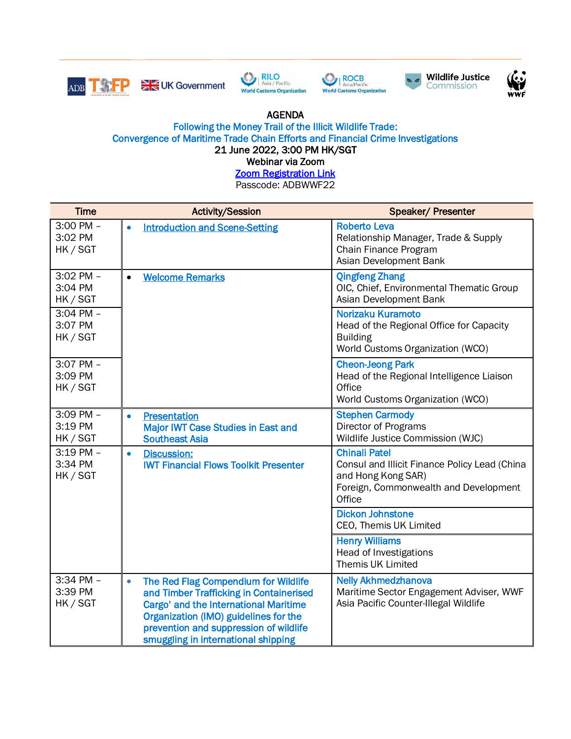ADB TSFP | UK Government | RILO Asia / Pacific World Customs Organization | ROCB Asia/Pacific World Customs Organization | Wildlife Justice Commission | WWF

# AGENDA

## Following the Money Trail of the Illicit Wildlife Trade: Convergence of Maritime Trade Chain Efforts and Financial Crime Investigations

**21 June 2022, 3:00 PM HK/SGT**

**Webinar via Zoom**

[Zoom Registration Link]

Passcode: ADBWWF22

| Time | Activity/Session | Speaker/ Presenter |
|---|---|---|
| 3:00 PM – 3:02 PM HK / SGT | • Introduction and Scene-Setting | **Roberto Leva**<br>Relationship Manager, Trade & Supply Chain Finance Program<br>Asian Development Bank |
| 3:02 PM – 3:04 PM HK / SGT | • Welcome Remarks | **Qingfeng Zhang**<br>OIC, Chief, Environmental Thematic Group<br>Asian Development Bank |
| 3:04 PM – 3:07 PM HK / SGT | | **Norizaku Kuramoto**<br>Head of the Regional Office for Capacity Building<br>World Customs Organization (WCO) |
| 3:07 PM – 3:09 PM HK / SGT | | **Cheon-Jeong Park**<br>Head of the Regional Intelligence Liaison Office<br>World Customs Organization (WCO) |
| 3:09 PM – 3:19 PM HK / SGT | • Presentation<br>Major IWT Case Studies in East and Southeast Asia | **Stephen Carmody**<br>Director of Programs<br>Wildlife Justice Commission (WJC) |
| 3:19 PM – 3:34 PM HK / SGT | • Discussion:<br>IWT Financial Flows Toolkit Presenter | **Chinali Patel**<br>Consul and Illicit Finance Policy Lead (China and Hong Kong SAR)<br>Foreign, Commonwealth and Development Office |
| | | **Dickon Johnstone**<br>CEO, Themis UK Limited |
| | | **Henry Williams**<br>Head of Investigations<br>Themis UK Limited |
| 3:34 PM – 3:39 PM HK / SGT | • The Red Flag Compendium for Wildlife and Timber Trafficking in Containerised Cargo' and the International Maritime Organization (IMO) guidelines for the prevention and suppression of wildlife smuggling in international shipping | **Nelly Akhmedzhanova**<br>Maritime Sector Engagement Adviser, WWF Asia Pacific Counter-Illegal Wildlife |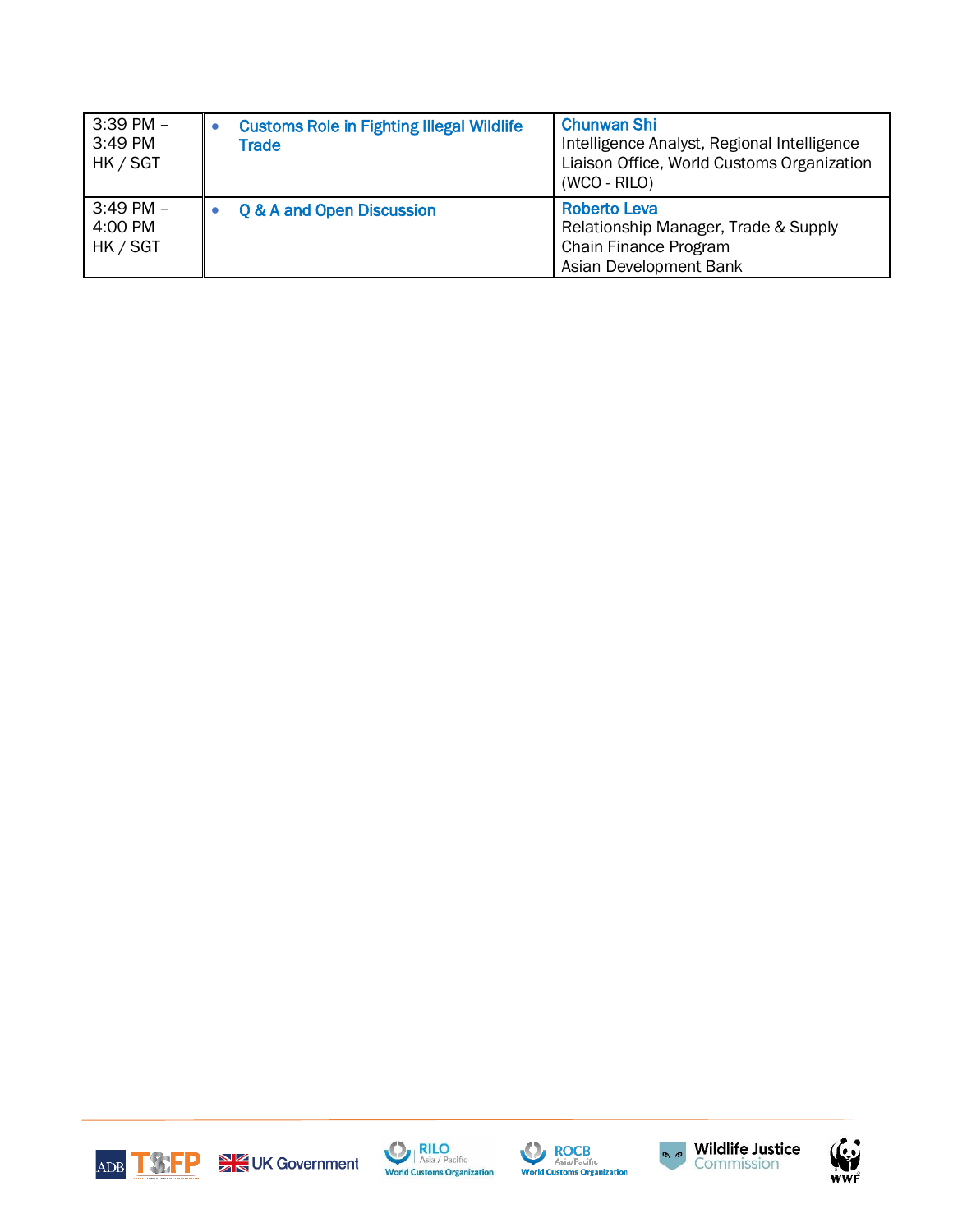| | | |
|---|---|---|
| 3:39 PM – 3:49 PM HK / SGT | • Customs Role in Fighting Illegal Wildlife Trade | Chunwan Shi<br>Intelligence Analyst, Regional Intelligence Liaison Office, World Customs Organization (WCO - RILO) |
| 3:49 PM – 4:00 PM HK / SGT | • Q & A and Open Discussion | Roberto Leva<br>Relationship Manager, Trade & Supply Chain Finance Program<br>Asian Development Bank |